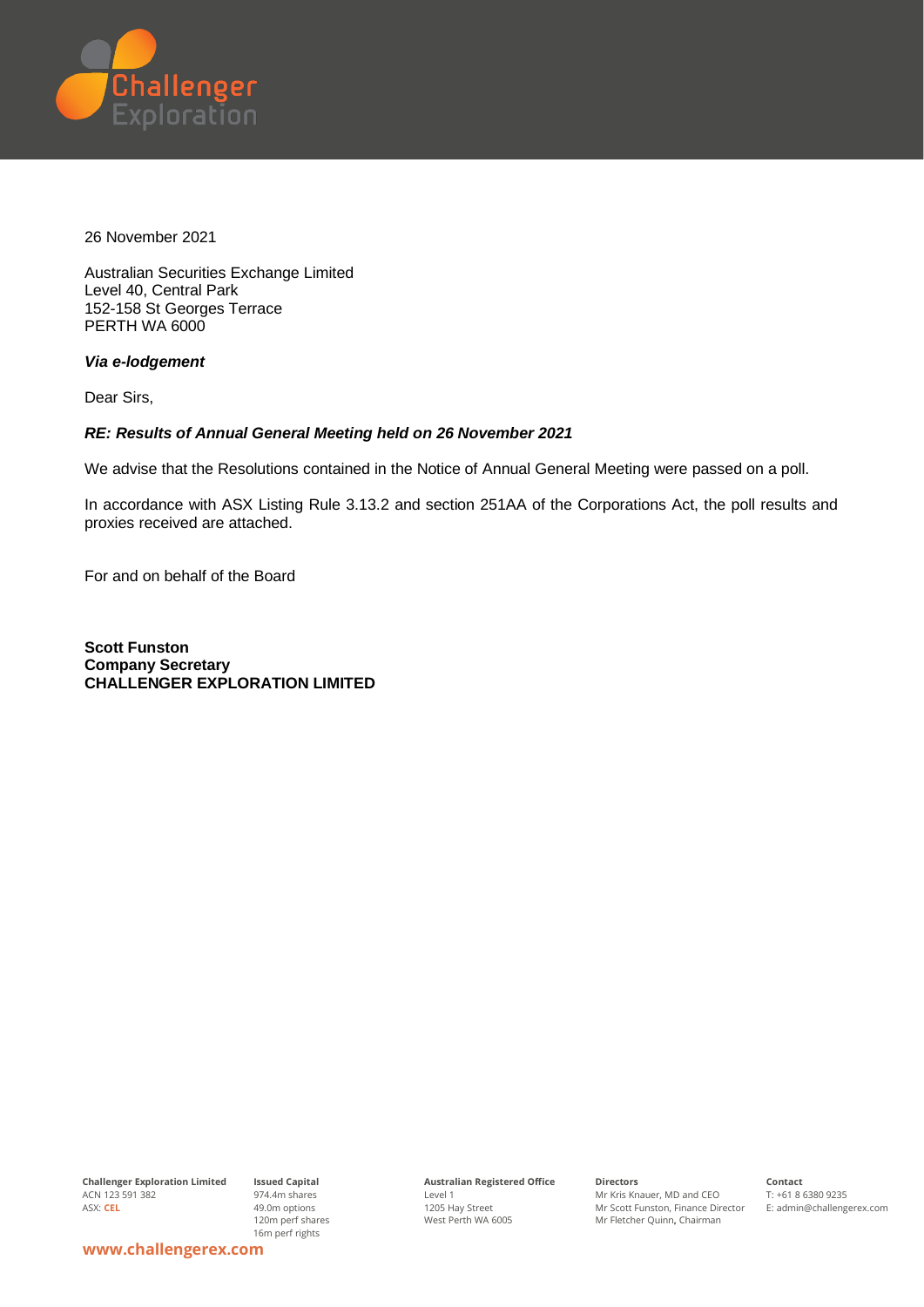26 November 2021

Australian Securities Exchange Limited
Level 40, Central Park
152-158 St Georges Terrace
PERTH WA 6000

***Via e-lodgement***

Dear Sirs,

***RE: Results of Annual General Meeting held on 26 November 2021***

We advise that the Resolutions contained in the Notice of Annual General Meeting were passed on a poll.

In accordance with ASX Listing Rule 3.13.2 and section 251AA of the Corporations Act, the poll results and proxies received are attached.

For and on behalf of the Board

**Scott Funston**
**Company Secretary**
**CHALLENGER EXPLORATION LIMITED**

**Challenger Exploration Limited**
ACN 123 591 382
ASX: **CEL**

**Issued Capital**
974.4m shares
49.0m options
120m perf shares
16m perf rights

**Australian Registered Office**
Level 1
1205 Hay Street
West Perth WA 6005

**Directors**
Mr Kris Knauer, MD and CEO
Mr Scott Funston, Finance Director
Mr Fletcher Quinn, Chairman

**Contact**
T: +61 8 6380 9235
E: admin@challengerex.com

**www.challengerex.com**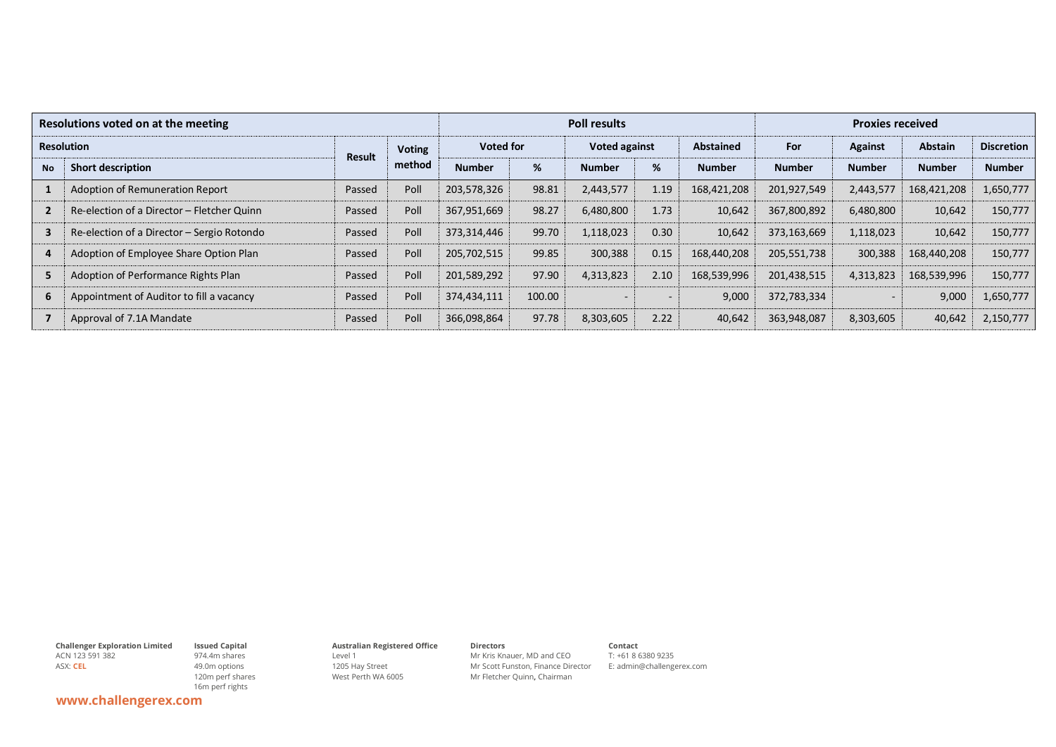| Resolutions voted on at the meeting | | | | Poll results | | | | | Proxies received | | | |
|---|---|---|---|---|---|---|---|---|---|---|---|---|
| Resolution | | Result | Voting method | Voted for | | Voted against | | Abstained | For | Against | Abstain | Discretion |
| No | Short description | | | Number | % | Number | % | Number | Number | Number | Number | Number |
| 1 | Adoption of Remuneration Report | Passed | Poll | 203,578,326 | 98.81 | 2,443,577 | 1.19 | 168,421,208 | 201,927,549 | 2,443,577 | 168,421,208 | 1,650,777 |
| 2 | Re-election of a Director – Fletcher Quinn | Passed | Poll | 367,951,669 | 98.27 | 6,480,800 | 1.73 | 10,642 | 367,800,892 | 6,480,800 | 10,642 | 150,777 |
| 3 | Re-election of a Director – Sergio Rotondo | Passed | Poll | 373,314,446 | 99.70 | 1,118,023 | 0.30 | 10,642 | 373,163,669 | 1,118,023 | 10,642 | 150,777 |
| 4 | Adoption of Employee Share Option Plan | Passed | Poll | 205,702,515 | 99.85 | 300,388 | 0.15 | 168,440,208 | 205,551,738 | 300,388 | 168,440,208 | 150,777 |
| 5 | Adoption of Performance Rights Plan | Passed | Poll | 201,589,292 | 97.90 | 4,313,823 | 2.10 | 168,539,996 | 201,438,515 | 4,313,823 | 168,539,996 | 150,777 |
| 6 | Appointment of Auditor to fill a vacancy | Passed | Poll | 374,434,111 | 100.00 | - | - | 9,000 | 372,783,334 | - | 9,000 | 1,650,777 |
| 7 | Approval of 7.1A Mandate | Passed | Poll | 366,098,864 | 97.78 | 8,303,605 | 2.22 | 40,642 | 363,948,087 | 8,303,605 | 40,642 | 2,150,777 |

**Challenger Exploration Limited**
ACN 123 591 382
ASX: **CEL**

**Issued Capital**
974.4m shares
49.0m options
120m perf shares
16m perf rights

**Australian Registered Office**
Level 1
1205 Hay Street
West Perth WA 6005

**Directors**
Mr Kris Knauer, MD and CEO
Mr Scott Funston, Finance Director
Mr Fletcher Quinn, Chairman

**Contact**
T: +61 8 6380 9235
E: admin@challengerex.com

**www.challengerex.com**